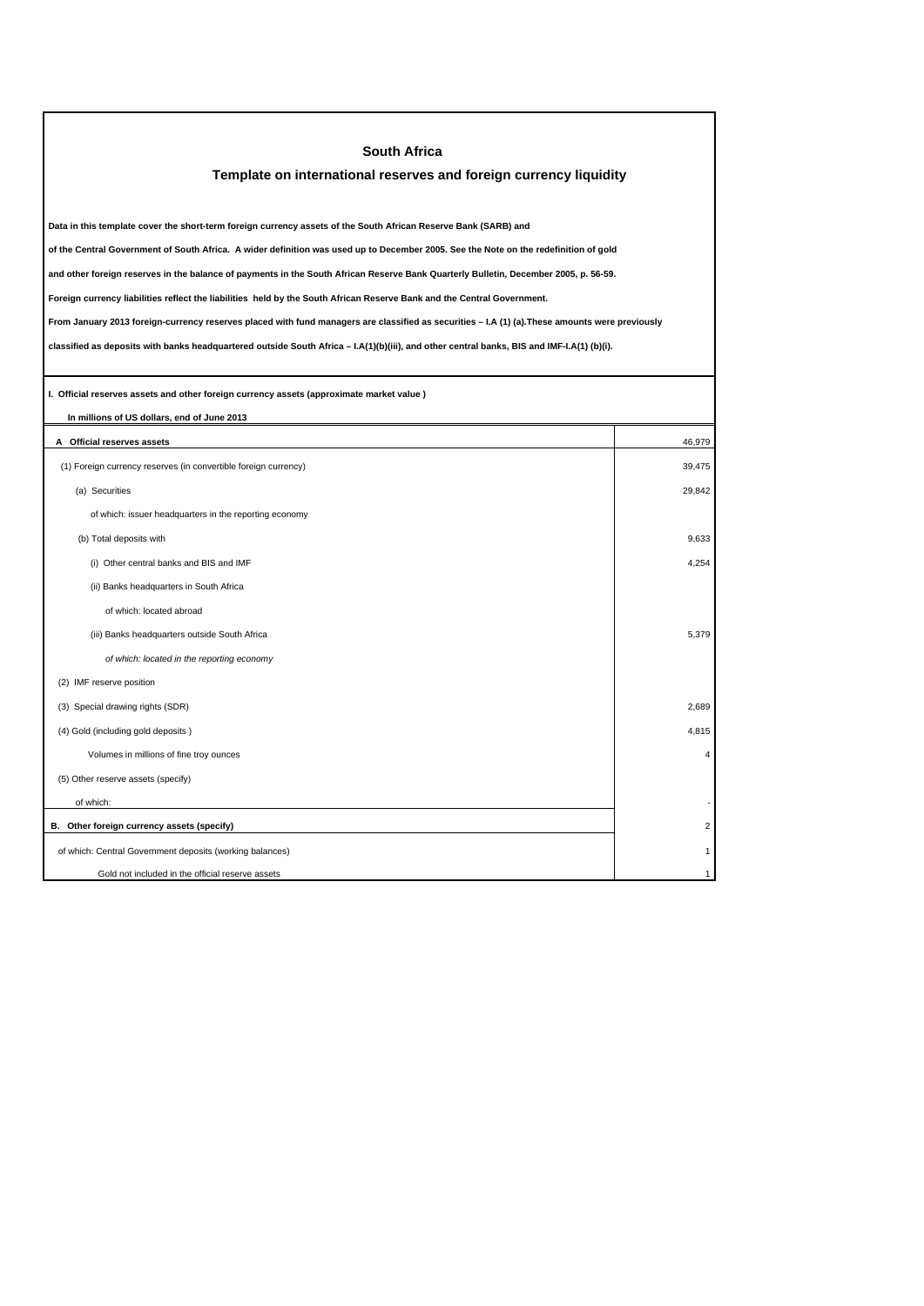# South Africa

## Template on international reserves and foreign currency liquidity

**Data in this template cover the short-term foreign currency assets of the South African Reserve Bank (SARB) and**

**of the Central Government of South Africa. A wider definition was used up to December 2005. See the Note on the redefinition of gold**

**and other foreign reserves in the balance of payments in the South African Reserve Bank Quarterly Bulletin, December 2005, p. 56-59.**

**Foreign currency liabilities reflect the liabilities held by the South African Reserve Bank and the Central Government.**

**From January 2013 foreign-currency reserves placed with fund managers are classified as securities – I.A (1) (a).These amounts were previously**

**classified as deposits with banks headquartered outside South Africa – I.A(1)(b)(iii), and other central banks, BIS and IMF-I.A(1) (b)(i).**

**I. Official reserves assets and other foreign currency assets (approximate market value )**

**In millions of US dollars, end of June 2013**

| | |
|---|---|
| **A Official reserves assets** | 46,979 |
| (1) Foreign currency reserves (in convertible foreign currency) | 39,475 |
| (a) Securities | 29,842 |
| of which: issuer headquarters in the reporting economy | |
| (b) Total deposits with | 9,633 |
| (i) Other central banks and BIS and IMF | 4,254 |
| (ii) Banks headquarters in South Africa | |
| of which: located abroad | |
| (iii) Banks headquarters outside South Africa | 5,379 |
| *of which: located in the reporting economy* | |
| (2) IMF reserve position | |
| (3) Special drawing rights (SDR) | 2,689 |
| (4) Gold (including gold deposits ) | 4,815 |
| Volumes in millions of fine troy ounces | 4 |
| (5) Other reserve assets (specify) | |
| of which: | - |
| **B. Other foreign currency assets (specify)** | 2 |
| of which: Central Government deposits (working balances) | 1 |
| Gold not included in the official reserve assets | 1 |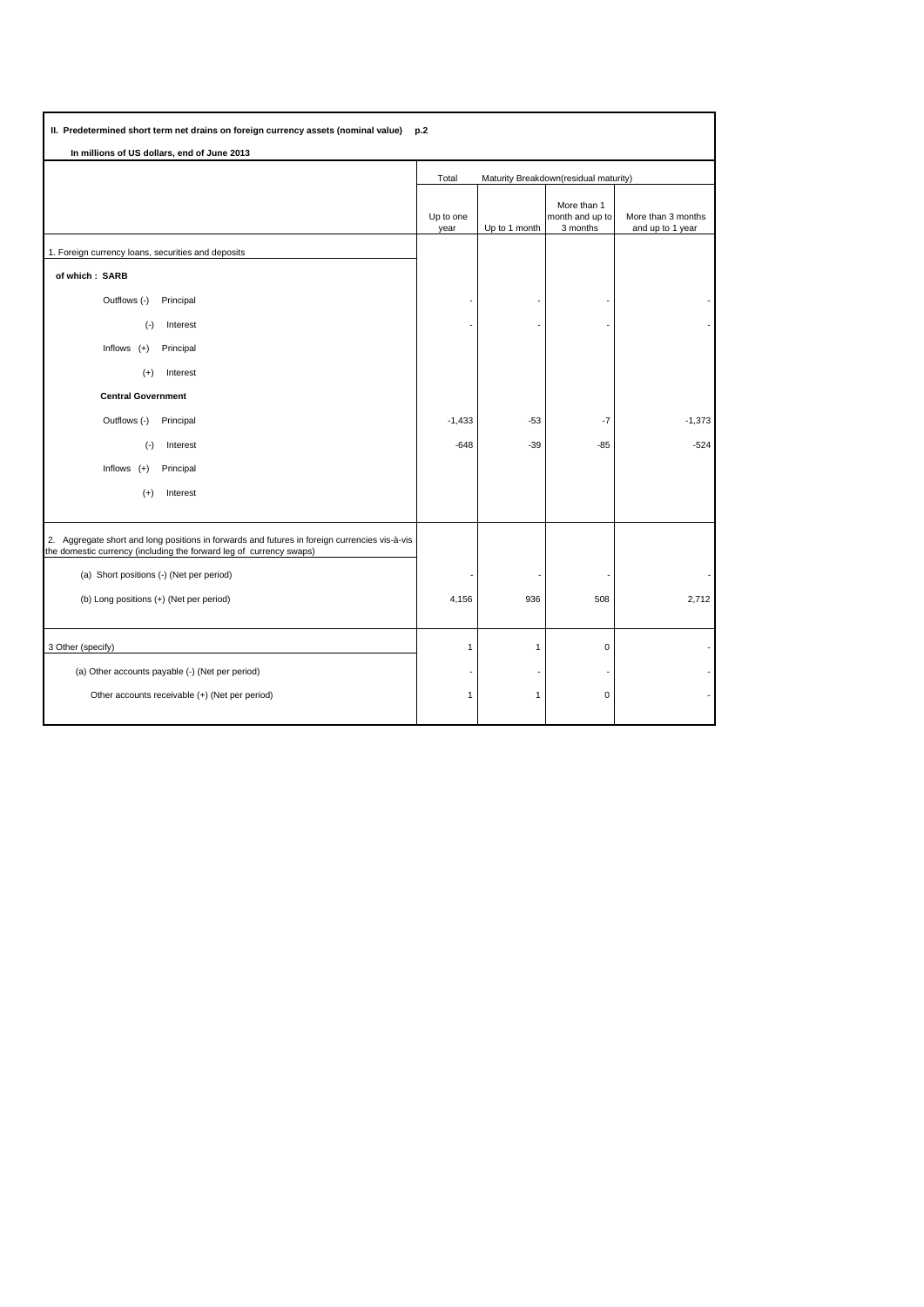**II. Predetermined short term net drains on foreign currency assets (nominal value) p.2**

**In millions of US dollars, end of June 2013**

| | Total | Maturity Breakdown(residual maturity) | | |
|---|---|---|---|---|
| | Up to one year | Up to 1 month | More than 1 month and up to 3 months | More than 3 months and up to 1 year |
| 1. Foreign currency loans, securities and deposits | | | | |
| **of which : SARB** | | | | |
| Outflows (-) Principal | - | - | - | - |
| (-) Interest | - | - | - | - |
| Inflows (+) Principal | | | | |
| (+) Interest | | | | |
| **Central Government** | | | | |
| Outflows (-) Principal | -1,433 | -53 | -7 | -1,373 |
| (-) Interest | -648 | -39 | -85 | -524 |
| Inflows (+) Principal | | | | |
| (+) Interest | | | | |
| 2. Aggregate short and long positions in forwards and futures in foreign currencies vis-à-vis the domestic currency (including the forward leg of currency swaps) | | | | |
| (a) Short positions (-) (Net per period) | - | - | - | - |
| (b) Long positions (+) (Net per period) | 4,156 | 936 | 508 | 2,712 |
| 3 Other (specify) | 1 | 1 | 0 | - |
| (a) Other accounts payable (-) (Net per period) | - | - | - | - |
| Other accounts receivable (+) (Net per period) | 1 | 1 | 0 | - |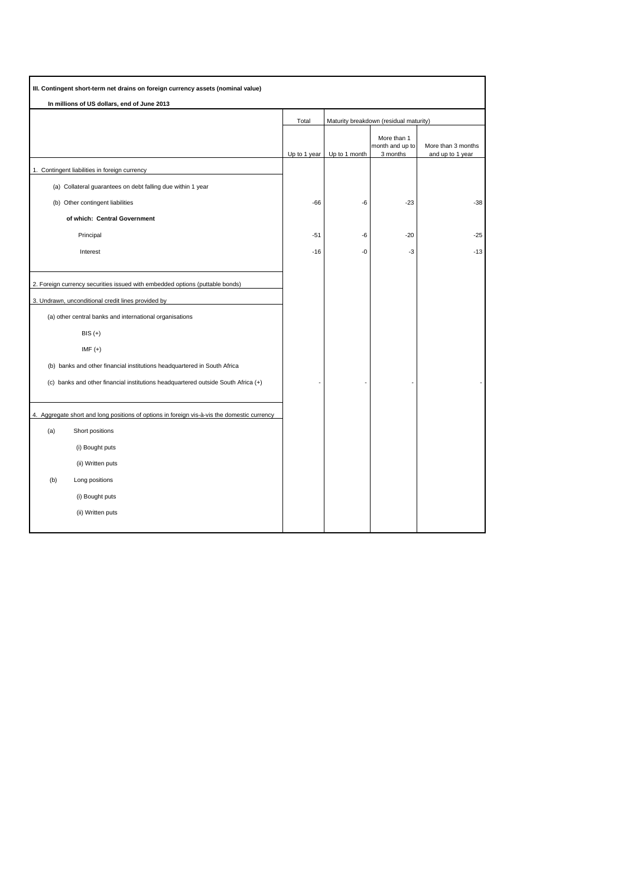**III. Contingent short-term net drains on foreign currency assets (nominal value)**

**In millions of US dollars, end of June 2013**

| | Total | Maturity breakdown (residual maturity) | | |
|---|---|---|---|---|
| | Up to 1 year | Up to 1 month | More than 1 month and up to 3 months | More than 3 months and up to 1 year |
| 1. Contingent liabilities in foreign currency | | | | |
| (a) Collateral guarantees on debt falling due within 1 year | | | | |
| (b) Other contingent liabilities | -66 | -6 | -23 | -38 |
| **of which: Central Government** | | | | |
| Principal | -51 | -6 | -20 | -25 |
| Interest | -16 | -0 | -3 | -13 |
| 2. Foreign currency securities issued with embedded options (puttable bonds) | | | | |
| 3. Undrawn, unconditional credit lines provided by | | | | |
| (a) other central banks and international organisations | | | | |
| BIS (+) | | | | |
| IMF (+) | | | | |
| (b) banks and other financial institutions headquartered in South Africa | | | | |
| (c) banks and other financial institutions headquartered outside South Africa (+) | - | - | - | - |
| 4. Aggregate short and long positions of options in foreign vis-à-vis the domestic currency | | | | |
| (a) Short positions | | | | |
| (i) Bought puts | | | | |
| (ii) Written puts | | | | |
| (b) Long positions | | | | |
| (i) Bought puts | | | | |
| (ii) Written puts | | | | |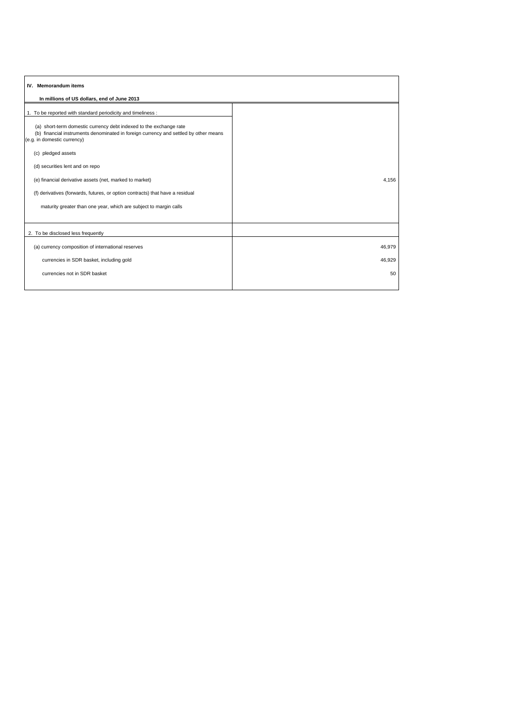| IV. Memorandum items | |
|---|---|
| **In millions of US dollars, end of June 2013** | |
| 1. To be reported with standard periodicity and timeliness : | |
| (a) short-term domestic currency debt indexed to the exchange rate | |
| (b) financial instruments denominated in foreign currency and settled by other means (e.g. in domestic currency) | |
| (c) pledged assets | |
| (d) securities lent and on repo | |
| (e) financial derivative assets (net, marked to market) | 4,156 |
| (f) derivatives (forwards, futures, or option contracts) that have a residual maturity greater than one year, which are subject to margin calls | |
| 2. To be disclosed less frequently | |
| (a) currency composition of international reserves | 46,979 |
| currencies in SDR basket, including gold | 46,929 |
| currencies not in SDR basket | 50 |